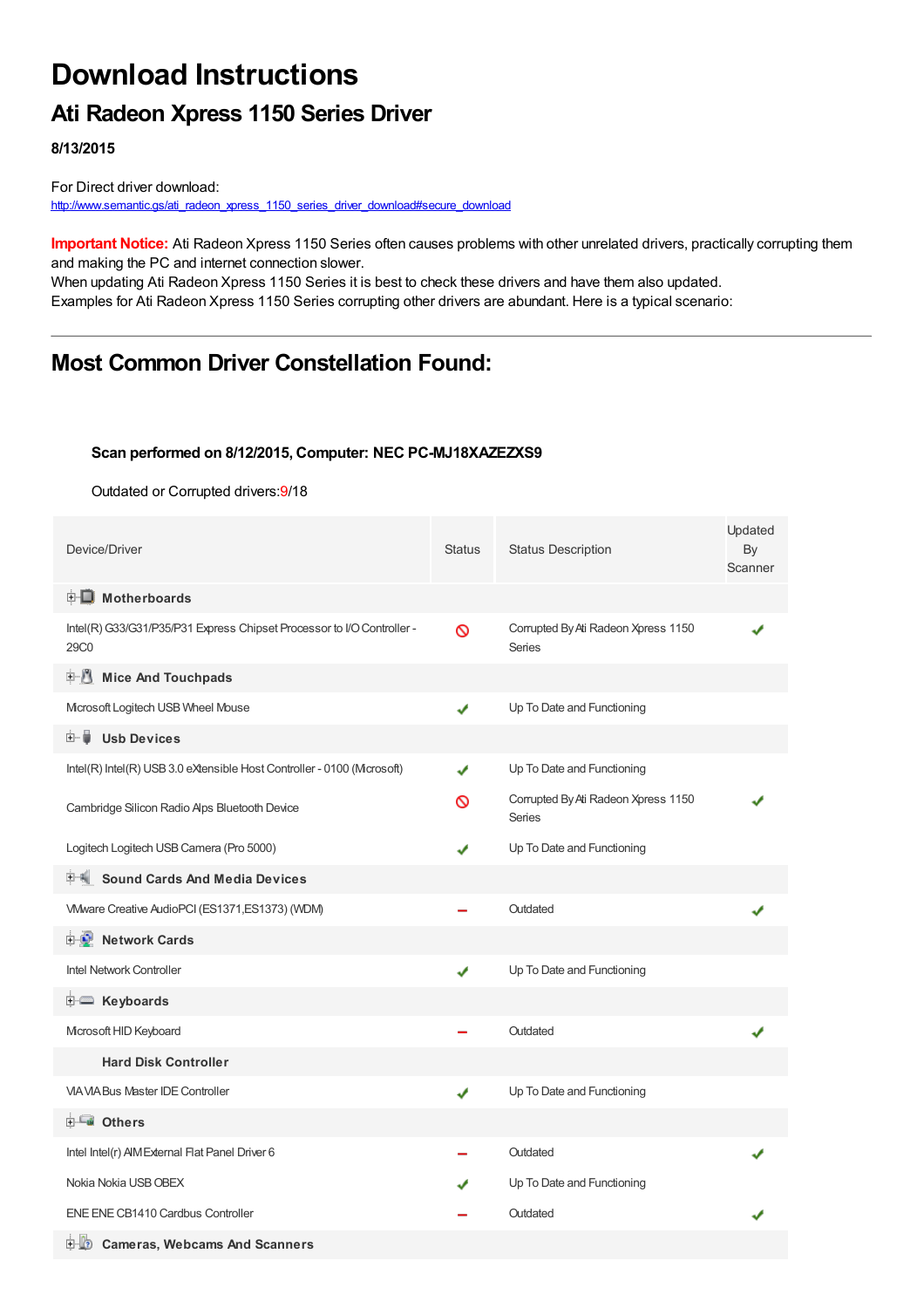# Download Instructions

## Ati Radeon Xpress 1150 Series Driver

**8/13/2015**

For Direct driver download:
http://www.semantic.gs/ati_radeon_xpress_1150_series_driver_download#secure_download

**Important Notice:** Ati Radeon Xpress 1150 Series often causes problems with other unrelated drivers, practically corrupting them and making the PC and internet connection slower.
When updating Ati Radeon Xpress 1150 Series it is best to check these drivers and have them also updated.
Examples for Ati Radeon Xpress 1150 Series corrupting other drivers are abundant. Here is a typical scenario:

---

## Most Common Driver Constellation Found:

**Scan performed on 8/12/2015, Computer: NEC PC-MJ18XAZEZXS9**

Outdated or Corrupted drivers:9/18

| Device/Driver | Status | Status Description | Updated By Scanner |
|---|---|---|---|
| **Motherboards** | | | |
| Intel(R) G33/G31/P35/P31 Express Chipset Processor to I/O Controller - 29C0 | ⊘ | Corrupted By Ati Radeon Xpress 1150 Series | ✔ |
| **Mice And Touchpads** | | | |
| Microsoft Logitech USB Wheel Mouse | ✔ | Up To Date and Functioning | |
| **Usb Devices** | | | |
| Intel(R) Intel(R) USB 3.0 eXtensible Host Controller - 0100 (Microsoft) | ✔ | Up To Date and Functioning | |
| Cambridge Silicon Radio Alps Bluetooth Device | ⊘ | Corrupted By Ati Radeon Xpress 1150 Series | ✔ |
| Logitech Logitech USB Camera (Pro 5000) | ✔ | Up To Date and Functioning | |
| **Sound Cards And Media Devices** | | | |
| VMware Creative AudioPCI (ES1371,ES1373) (WDM) | – | Outdated | ✔ |
| **Network Cards** | | | |
| Intel Network Controller | ✔ | Up To Date and Functioning | |
| **Keyboards** | | | |
| Microsoft HID Keyboard | – | Outdated | ✔ |
| **Hard Disk Controller** | | | |
| VIA VIA Bus Master IDE Controller | ✔ | Up To Date and Functioning | |
| **Others** | | | |
| Intel Intel(r) AIM External Flat Panel Driver 6 | – | Outdated | ✔ |
| Nokia Nokia USB OBEX | ✔ | Up To Date and Functioning | |
| ENE ENE CB1410 Cardbus Controller | – | Outdated | ✔ |
| **Cameras, Webcams And Scanners** | | | |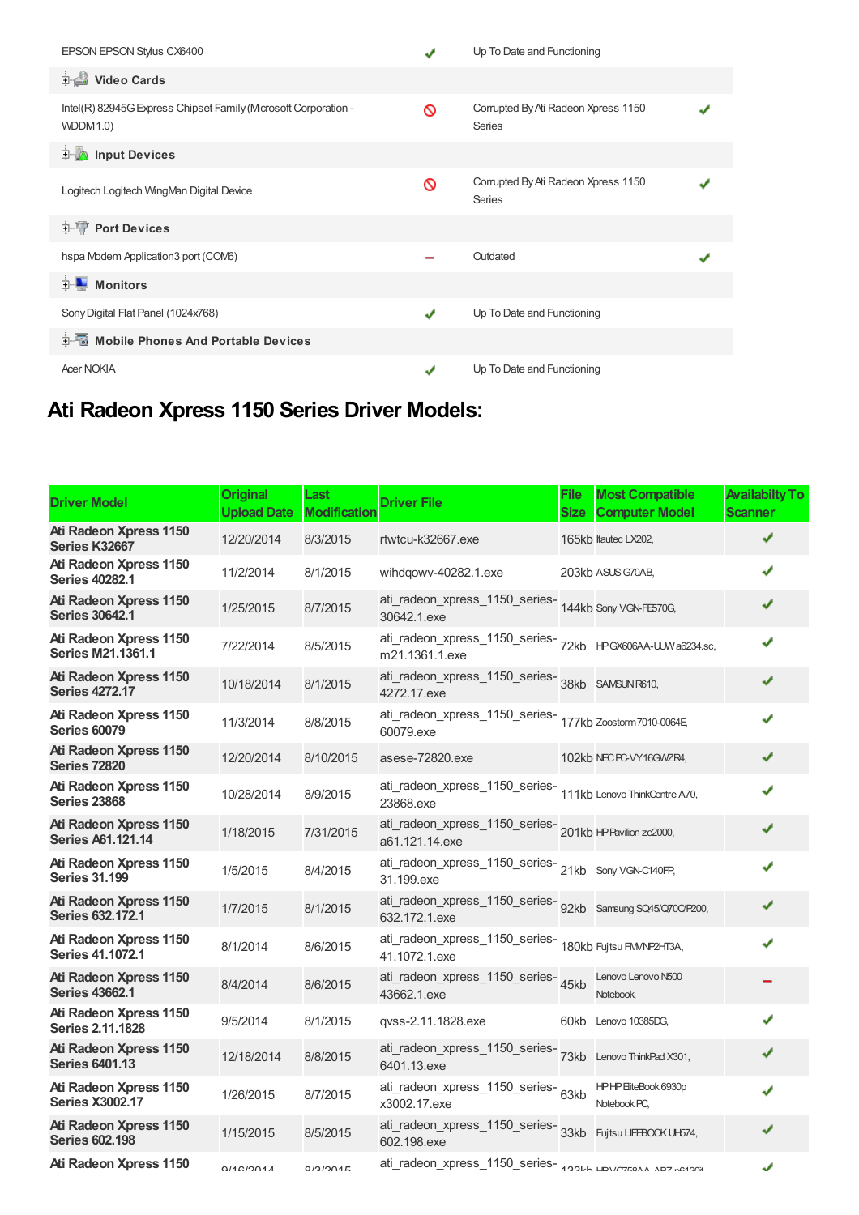| | | | |
|---|---|---|---|
| EPSON EPSON Stylus CX6400 | ✔ | Up To Date and Functioning | |
| **Video Cards** | | | |
| Intel(R) 82945G Express Chipset Family (Microsoft Corporation - WDDM 1.0) | 🚫 | Corrupted By Ati Radeon Xpress 1150 Series | ✔ |
| **Input Devices** | | | |
| Logitech Logitech WingMan Digital Device | 🚫 | Corrupted By Ati Radeon Xpress 1150 Series | ✔ |
| **Port Devices** | | | |
| hspa Modem Application3 port (COM6) | − | Outdated | ✔ |
| **Monitors** | | | |
| Sony Digital Flat Panel (1024x768) | ✔ | Up To Date and Functioning | |
| **Mobile Phones And Portable Devices** | | | |
| Acer NOKIA | ✔ | Up To Date and Functioning | |

# Ati Radeon Xpress 1150 Series Driver Models:

| Driver Model | Original Upload Date | Last Modification | Driver File | File Size | Most Compatible Computer Model | Availabilty To Scanner |
|---|---|---|---|---|---|---|
| **Ati Radeon Xpress 1150 Series K32667** | 12/20/2014 | 8/3/2015 | rtwtcu-k32667.exe | 165kb | Itautec LX202, | ✔ |
| **Ati Radeon Xpress 1150 Series 40282.1** | 11/2/2014 | 8/1/2015 | wihdqowv-40282.1.exe | 203kb | ASUS G70AB, | ✔ |
| **Ati Radeon Xpress 1150 Series 30642.1** | 1/25/2015 | 8/7/2015 | ati_radeon_xpress_1150_series-30642.1.exe | 144kb | Sony VGN-FE570G, | ✔ |
| **Ati Radeon Xpress 1150 Series M21.1361.1** | 7/22/2014 | 8/5/2015 | ati_radeon_xpress_1150_series-m21.1361.1.exe | 72kb | HP GX606AA-UUW a6234.sc, | ✔ |
| **Ati Radeon Xpress 1150 Series 4272.17** | 10/18/2014 | 8/1/2015 | ati_radeon_xpress_1150_series-4272.17.exe | 38kb | SAMSUN R610, | ✔ |
| **Ati Radeon Xpress 1150 Series 60079** | 11/3/2014 | 8/8/2015 | ati_radeon_xpress_1150_series-60079.exe | 177kb | Zoostorm 7010-0064E, | ✔ |
| **Ati Radeon Xpress 1150 Series 72820** | 12/20/2014 | 8/10/2015 | asese-72820.exe | 102kb | NEC PC-VY16GWZR4, | ✔ |
| **Ati Radeon Xpress 1150 Series 23868** | 10/28/2014 | 8/9/2015 | ati_radeon_xpress_1150_series-23868.exe | 111kb | Lenovo ThinkCentre A70, | ✔ |
| **Ati Radeon Xpress 1150 Series A61.121.14** | 1/18/2015 | 7/31/2015 | ati_radeon_xpress_1150_series-a61.121.14.exe | 201kb | HP Pavilion ze2000, | ✔ |
| **Ati Radeon Xpress 1150 Series 31.199** | 1/5/2015 | 8/4/2015 | ati_radeon_xpress_1150_series-31.199.exe | 21kb | Sony VGN-C140FP, | ✔ |
| **Ati Radeon Xpress 1150 Series 632.172.1** | 1/7/2015 | 8/1/2015 | ati_radeon_xpress_1150_series-632.172.1.exe | 92kb | Samsung SQ45/Q70C/P200, | ✔ |
| **Ati Radeon Xpress 1150 Series 41.1072.1** | 8/1/2014 | 8/6/2015 | ati_radeon_xpress_1150_series-41.1072.1.exe | 180kb | Fujitsu FMVNP2HT3A, | ✔ |
| **Ati Radeon Xpress 1150 Series 43662.1** | 8/4/2014 | 8/6/2015 | ati_radeon_xpress_1150_series-43662.1.exe | 45kb | Lenovo Lenovo N500 Notebook, | − |
| **Ati Radeon Xpress 1150 Series 2.11.1828** | 9/5/2014 | 8/1/2015 | qvss-2.11.1828.exe | 60kb | Lenovo 10385DG, | ✔ |
| **Ati Radeon Xpress 1150 Series 6401.13** | 12/18/2014 | 8/8/2015 | ati_radeon_xpress_1150_series-6401.13.exe | 73kb | Lenovo ThinkPad X301, | ✔ |
| **Ati Radeon Xpress 1150 Series X3002.17** | 1/26/2015 | 8/7/2015 | ati_radeon_xpress_1150_series-x3002.17.exe | 63kb | HP HP EliteBook 6930p Notebook PC, | ✔ |
| **Ati Radeon Xpress 1150 Series 602.198** | 1/15/2015 | 8/5/2015 | ati_radeon_xpress_1150_series-602.198.exe | 33kb | Fujitsu LIFEBOOK UH574, | ✔ |
| **Ati Radeon Xpress 1150** | 9/16/2014 | 8/3/2015 | ati_radeon_xpress_1150_series- | 133kb | HP VC758AA-ABZ p6120it | ✔ |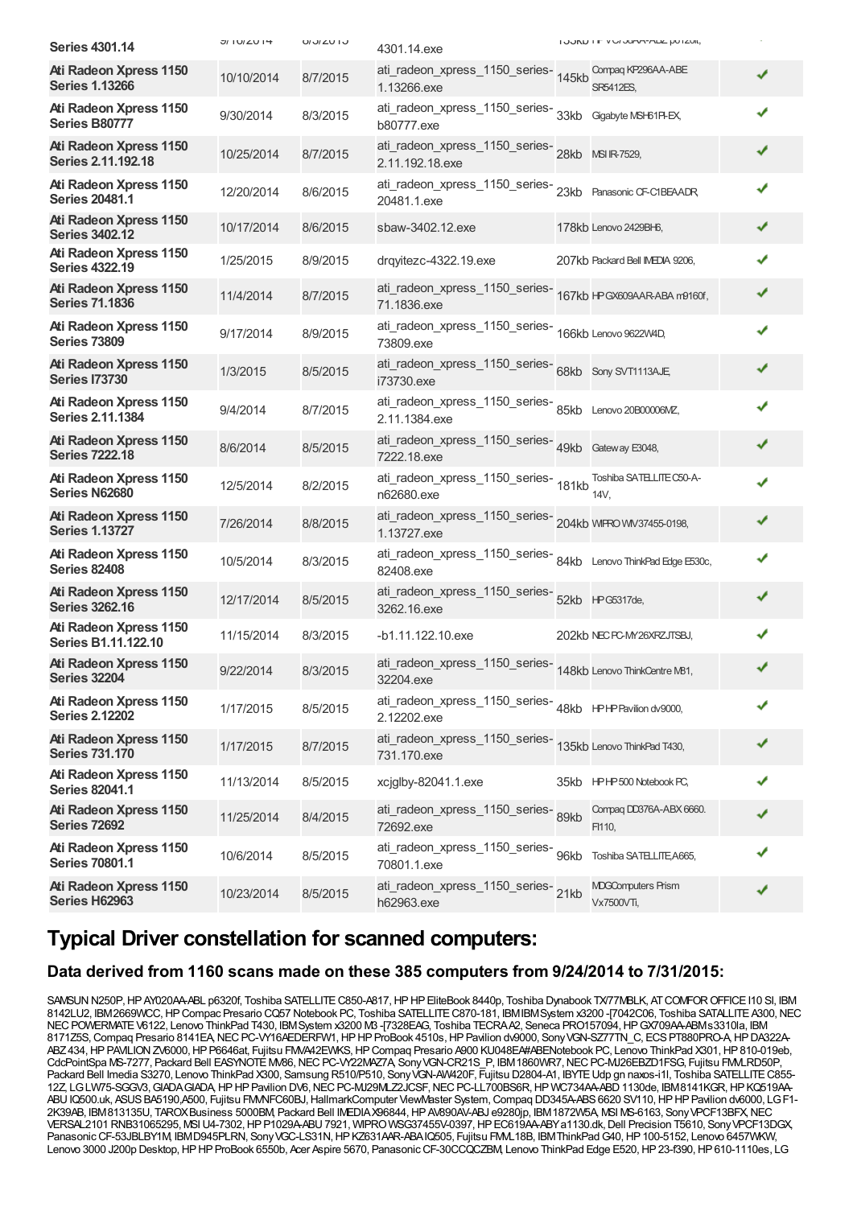| Series 4301.14 | 9/16/2014 | 8/3/2015 | 4301.14.exe | 159kb HP VC738AA-ABZ p6120it, | ✔ |
|---|---|---|---|---|---|
| Ati Radeon Xpress 1150 Series 1.13266 | 10/10/2014 | 8/7/2015 | ati_radeon_xpress_1150_series-1.13266.exe | 145kb Compaq KP296AA-ABE SR5412ES, | ✔ |
| Ati Radeon Xpress 1150 Series B80777 | 9/30/2014 | 8/3/2015 | ati_radeon_xpress_1150_series-b80777.exe | 33kb Gigabyte MSH61PI-EX, | ✔ |
| Ati Radeon Xpress 1150 Series 2.11.192.18 | 10/25/2014 | 8/7/2015 | ati_radeon_xpress_1150_series-2.11.192.18.exe | 28kb MSI IR-7529, | ✔ |
| Ati Radeon Xpress 1150 Series 20481.1 | 12/20/2014 | 8/6/2015 | ati_radeon_xpress_1150_series-20481.1.exe | 23kb Panasonic CF-C1BEAADR, | ✔ |
| Ati Radeon Xpress 1150 Series 3402.12 | 10/17/2014 | 8/6/2015 | sbaw-3402.12.exe | 178kb Lenovo 2429BH6, | ✔ |
| Ati Radeon Xpress 1150 Series 4322.19 | 1/25/2015 | 8/9/2015 | drqyitezc-4322.19.exe | 207kb Packard Bell IMEDIA 9206, | ✔ |
| Ati Radeon Xpress 1150 Series 71.1836 | 11/4/2014 | 8/7/2015 | ati_radeon_xpress_1150_series-71.1836.exe | 167kb HP GX609AAR-ABA m9160f, | ✔ |
| Ati Radeon Xpress 1150 Series 73809 | 9/17/2014 | 8/9/2015 | ati_radeon_xpress_1150_series-73809.exe | 166kb Lenovo 9622W4D, | ✔ |
| Ati Radeon Xpress 1150 Series I73730 | 1/3/2015 | 8/5/2015 | ati_radeon_xpress_1150_series-i73730.exe | 68kb Sony SVT1113AJE, | ✔ |
| Ati Radeon Xpress 1150 Series 2.11.1384 | 9/4/2014 | 8/7/2015 | ati_radeon_xpress_1150_series-2.11.1384.exe | 85kb Lenovo 20B00006MZ, | ✔ |
| Ati Radeon Xpress 1150 Series 7222.18 | 8/6/2014 | 8/5/2015 | ati_radeon_xpress_1150_series-7222.18.exe | 49kb Gateway E3048, | ✔ |
| Ati Radeon Xpress 1150 Series N62680 | 12/5/2014 | 8/2/2015 | ati_radeon_xpress_1150_series-n62680.exe | 181kb Toshiba SATELLITE C50-A-14V, | ✔ |
| Ati Radeon Xpress 1150 Series 1.13727 | 7/26/2014 | 8/8/2015 | ati_radeon_xpress_1150_series-1.13727.exe | 204kb WIPRO WIV37455-0198, | ✔ |
| Ati Radeon Xpress 1150 Series 82408 | 10/5/2014 | 8/3/2015 | ati_radeon_xpress_1150_series-82408.exe | 84kb Lenovo ThinkPad Edge E530c, | ✔ |
| Ati Radeon Xpress 1150 Series 3262.16 | 12/17/2014 | 8/5/2015 | ati_radeon_xpress_1150_series-3262.16.exe | 52kb HP G5317de, | ✔ |
| Ati Radeon Xpress 1150 Series B1.11.122.10 | 11/15/2014 | 8/3/2015 | -b1.11.122.10.exe | 202kb NEC PC-MY26XRZJTSBJ, | ✔ |
| Ati Radeon Xpress 1150 Series 32204 | 9/22/2014 | 8/3/2015 | ati_radeon_xpress_1150_series-32204.exe | 148kb Lenovo ThinkCentre M81, | ✔ |
| Ati Radeon Xpress 1150 Series 2.12202 | 1/17/2015 | 8/5/2015 | ati_radeon_xpress_1150_series-2.12202.exe | 48kb HP HP Pavilion dv9000, | ✔ |
| Ati Radeon Xpress 1150 Series 731.170 | 1/17/2015 | 8/7/2015 | ati_radeon_xpress_1150_series-731.170.exe | 135kb Lenovo ThinkPad T430, | ✔ |
| Ati Radeon Xpress 1150 Series 82041.1 | 11/13/2014 | 8/5/2015 | xcjglby-82041.1.exe | 35kb HP HP 500 Notebook PC, | ✔ |
| Ati Radeon Xpress 1150 Series 72692 | 11/25/2014 | 8/4/2015 | ati_radeon_xpress_1150_series-72692.exe | 89kb Compaq DD376A-ABX 6660. FI110, | ✔ |
| Ati Radeon Xpress 1150 Series 70801.1 | 10/6/2014 | 8/5/2015 | ati_radeon_xpress_1150_series-70801.1.exe | 96kb Toshiba SATELLITE A665, | ✔ |
| Ati Radeon Xpress 1150 Series H62963 | 10/23/2014 | 8/5/2015 | ati_radeon_xpress_1150_series-h62963.exe | 21kb MDG Computers Prism Vx7500VTi, | ✔ |

## Typical Driver constellation for scanned computers:

### Data derived from 1160 scans made on these 385 computers from 9/24/2014 to 7/31/2015:

SAMSUN N250P, HP AY020AA-ABL p6320f, Toshiba SATELLITE C850-A817, HP HP EliteBook 8440p, Toshiba Dynabook TX/77MBLK, AT COMFOR OFFICE I10 SI, IBM 8142LU2, IBM 2669WCC, HP Compac Presario CQ57 Notebook PC, Toshiba SATELLITE C870-181, IBM IBM System x3200 -[7042C06, Toshiba SATALLITE A300, NEC NEC POWERMATE V6122, Lenovo ThinkPad T430, IBM System x3200 M3 -[7328EAG, Toshiba TECRA A2, Seneca PRO157094, HP GX709AA-ABM s3310la, IBM 8171Z5S, Compaq Presario 8141EA, NEC PC-VY16AEDERFW1, HP HP ProBook 4510s, HP Pavilion dv9000, Sony VGN-SZ77TN_C, ECS PT880PRO-A, HP DA322A-ABZ 434, HP PAVILION ZV6000, HP P6646at, Fujitsu FMVA42EWKS, HP Compaq Presario A900 KU048EA#ABENotebook PC, Lenovo ThinkPad X301, HP 810-019eb, CdcPointSpa MS-7277, Packard Bell EASYNOTE MX86, NEC PC-VY22MAZ7A, Sony VGN-CR21S_P, IBM 1860WR7, NEC PC-MJ26EBZD1FSG, Fujitsu FMVLRD50P, Packard Bell Imedia S3270, Lenovo ThinkPad X300, Samsung R510/P510, Sony VGN-AW420F, Fujitsu D2804-A1, IBYTE Udp gn naxos-i1l, Toshiba SATELLITE C855-12Z, LG LW75-SGGV3, GIADA GIADA, HP HP Pavilion DV6, NEC PC-MJ29MLZ2JCSF, NEC PC-LL700BS6R, HP WC734AA-ABD 1130de, IBM 8141KGR, HP KQ519AA-ABU IQ500.uk, ASUS BA5190.A500, Fujitsu FMVNFC60BJ, HallmarkComputer ViewMaster System, Compaq DD345A-ABS 6620 SV110, HP HP Pavilion dv6000, LG F1-2K39AB, IBM 813135U, TAROX Business 5000BM, Packard Bell IMEDIA X96844, HP AV890AV-ABJ e9280jp, IBM 1872W5A, MSI MS-6163, Sony VPCF13BFX, NEC VERSAL2101 RNB31065295, MSI U4-7302, HP P1029A-ABU 7921, WIPRO WSG37455V-0397, HP EC619AA-ABY a1130.dk, Dell Precision T5610, Sony VPCF13DGX, Panasonic CF-53JBLBY1M, IBM D945PLRN, Sony VGC-LS31N, HP KZ631AAR-ABA IQ505, Fujitsu FMVL18B, IBM ThinkPad G40, HP 100-5152, Lenovo 6457WKW, Lenovo 3000 J200p Desktop, HP HP ProBook 6550b, Acer Aspire 5670, Panasonic CF-30CCQCZBM, Lenovo ThinkPad Edge E520, HP 23-f390, HP 610-1110es, LG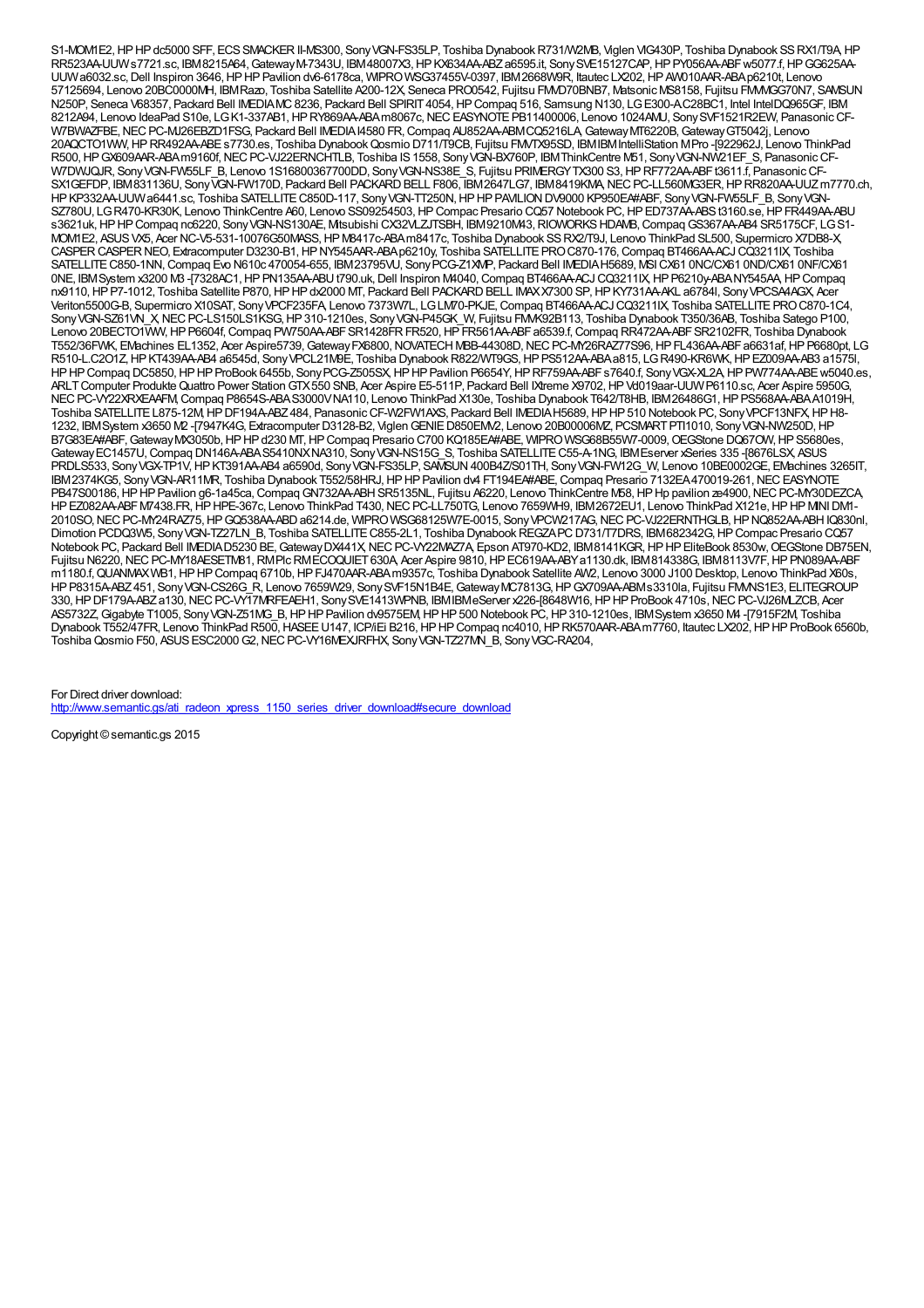S1-MOM1E2, HP HP dc5000 SFF, ECS SMACKER II-MS300, Sony VGN-FS35LP, Toshiba Dynabook R731/W2MB, Viglen VIG430P, Toshiba Dynabook SS RX1/T9A, HP RR523AA-UUW s7721.sc, IBM 8215A64, Gateway M-7343U, IBM 48007X3, HP KX634AA-ABZ a6595.it, Sony SVE15127CAP, HP PY056AA-ABF w5077.f, HP GG625AA-UUW a6032.sc, Dell Inspiron 3646, HP HP Pavilion dv6-6178ca, WIPRO WSG37455V-0397, IBM 2668W9R, Itautec LX202, HP AW010AAR-ABA p6210t, Lenovo 57125694, Lenovo 20BC0000MH, IBM Razo, Toshiba Satellite A200-12X, Seneca PRO0542, Fujitsu FMVD70BNB7, Matsonic MS8158, Fujitsu FMMGG70N7, SAMSUN N250P, Seneca V68357, Packard Bell IMEDIA MC 8236, Packard Bell SPIRIT 4054, HP Compaq 516, Samsung N130, LG E300-A.C28BC1, Intel IntelDQ965GF, IBM 8212A94, Lenovo IdeaPad S10e, LG K1-337AB1, HP RY869AA-ABA m8067c, NEC EASYNOTE PB11400006, Lenovo 1024AMU, Sony SVF1521R2EW, Panasonic CF-W7BWAZFBE, NEC PC-MJ26EBZD1FSG, Packard Bell IMEDIA I4580 FR, Compaq AU852AA-ABM CQ5216LA, Gateway MT6220B, Gateway GT5042j, Lenovo 20AQCTO1WW, HP RR492AA-ABE s7730.es, Toshiba Dynabook Qosmio D711/T9CB, Fujitsu FMVTX95SD, IBM IBM IntelliStation M Pro -[922962J, Lenovo ThinkPad R500, HP GX609AAR-ABA m9160f, NEC PC-VJ22ERNCHTLB, Toshiba IS 1558, Sony VGN-BX760P, IBM ThinkCentre M51, Sony VGN-NW21EF_S, Panasonic CF-W7DWJQJR, Sony VGN-FW55LF_B, Lenovo 1S16800367700DD, Sony VGN-NS38E_S, Fujitsu PRIMERGY TX300 S3, HP RF772AA-ABF t3611.f, Panasonic CF-SX1GEFDP, IBM 831136U, Sony VGN-FW170D, Packard Bell PACKARD BELL F806, IBM 2647LG7, IBM 8419KMA, NEC PC-LL560MG3ER, HP RR820AA-UUZ m7770.ch, HP KP332AA-UUW a6441.sc, Toshiba SATELLITE C850D-117, Sony VGN-TT250N, HP HP PAVILION DV9000 KP950EA#ABF, Sony VGN-FW55LF_B, Sony VGN-SZ780U, LG R470-KR30K, Lenovo ThinkCentre A60, Lenovo SS09254503, HP Compac Presario CQ57 Notebook PC, HP ED737AA-ABS t3160.se, HP FR449AA-ABU s3621uk, HP HP Compaq nc6220, Sony VGN-NS130AE, Mitsubishi CX32VLZJTSBH, IBM 9210M43, RIOWORKS HDAMB, Compaq GS367AA-AB4 SR5175CF, LG S1-MOM1E2, ASUS VX5, Acer NC-V5-531-10076G50MASS, HP M8417c-ABA m8417c, Toshiba Dynabook SS RX2/T9J, Lenovo ThinkPad SL500, Supermicro X7DB8-X, CASPER CASPER NEO, Extracomputer D3230-B1, HP NY545AAR-ABA p6210y, Toshiba SATELLITE PRO C870-176, Compaq BT466AA-ACJ CQ3211IX, Toshiba SATELLITE C850-1NN, Compaq Evo N610c 470054-655, IBM 23795VU, Sony PCG-Z1XMP, Packard Bell IMEDIA H5689, MSI CX61 0NC/CX61 0ND/CX61 0NF/CX61 0NE, IBM System x3200 M3 -[7328AC1, HP PN135AA-ABU t790.uk, Dell Inspiron M4040, Compaq BT466AA-ACJ CQ3211IX, HP P6210y-ABA NY545AA, HP Compaq nx9110, HP P7-1012, Toshiba Satellite P870, HP HP dx2000 MT, Packard Bell PACKARD BELL IMAX X7300 SP, HP KY731AA-AKL a6784l, Sony VPCSA4AGX, Acer Veriton5500G-B, Supermicro X10SAT, Sony VPCF235FA, Lenovo 7373W7L, LG LM70-PKJE, Compaq BT466AA-ACJ CQ3211IX, Toshiba SATELLITE PRO C870-1C4, Sony VGN-SZ61VN_X, NEC PC-LS150LS1KSG, HP 310-1210es, Sony VGN-P45GK_W, Fujitsu FMVK92B113, Toshiba Dynabook T350/36AB, Toshiba Satego P100, Lenovo 20BECTO1WW, HP P6604f, Compaq PW750AA-ABF SR1428FR FR520, HP FR561AA-ABF a6539.f, Compaq RR472AA-ABF SR2102FR, Toshiba Dynabook T552/36FWK, EMachines EL1352, Acer Aspire5739, Gateway FX6800, NOVATECH MBB-44308D, NEC PC-MY26RAZ77S96, HP FL436AA-ABF a6631af, HP P6680pt, LG R510-L.C2O1Z, HP KT439AA-AB4 a6545d, Sony VPCL21M9E, Toshiba Dynabook R822/WT9GS, HP PS512AA-ABA a815, LG R490-KR6WK, HP EZ009AA-AB3 a1575l, HP HP Compaq DC5850, HP HP ProBook 6455b, Sony PCG-Z505SX, HP HP Pavilion P6654Y, HP RF759AA-ABF s7640.f, Sony VGX-XL2A, HP PW774AA-ABE w5040.es, ARLT Computer Produkte Quattro Power Station GTX 550 SNB, Acer Aspire E5-511P, Packard Bell IXtreme X9702, HP Vd019aar-UUW P6110.sc, Acer Aspire 5950G, NEC PC-VY22XRXEAAFM, Compaq P8654S-ABA S3000V NA110, Lenovo ThinkPad X130e, Toshiba Dynabook T642/T8HB, IBM 26486G1, HP PS568AA-ABA A1019H, Toshiba SATELLITE L875-12M, HP DF194A-ABZ 484, Panasonic CF-W2FW1AXS, Packard Bell IMEDIA H5689, HP HP 510 Notebook PC, Sony VPCF13NFX, HP H8-1232, IBM System x3650 M2 -[7947K4G, Extracomputer D3128-B2, Viglen GENIE D850EMV2, Lenovo 20B00006MZ, PCSMART PTI1010, Sony VGN-NW250D, HP B7G83EA#ABF, Gateway MX3050b, HP HP d230 MT, HP Compaq Presario C700 KQ185EA#ABE, WIPRO WSG68B55W7-0009, OEGStone DQ67OW, HP S5680es, Gateway EC1457U, Compaq DN146A-ABA S5410NX NA310, Sony VGN-NS15G_S, Toshiba SATELLITE C55-A-1NG, IBM Eserver xSeries 335 -[8676LSX, ASUS PRDLS533, Sony VGX-TP1V, HP KT391AA-AB4 a6590d, Sony VGN-FS35LP, SAMSUN 400B4Z/S01TH, Sony VGN-FW12G_W, Lenovo 10BE0002GE, EMachines 3265IT, IBM 2374KG5, Sony VGN-AR11MR, Toshiba Dynabook T552/58HRJ, HP HP Pavilion dv4 FT194EA#ABE, Compaq Presario 7132EA 470019-261, NEC EASYNOTE PB47S00186, HP HP Pavilion g6-1a45ca, Compaq GN732AA-ABH SR5135NL, Fujitsu A6220, Lenovo ThinkCentre M58, HP Hp pavilion ze4900, NEC PC-MY30DEZCA, HP EZ082AA-ABF M7438.FR, HP HPE-367c, Lenovo ThinkPad T430, NEC PC-LL750TG, Lenovo 7659WH9, IBM 2672EU1, Lenovo ThinkPad X121e, HP HP MINI DM1-2010SO, NEC PC-MY24RAZ75, HP GQ538AA-ABD a6214.de, WIPRO WSG68125W7E-0015, Sony VPCW217AG, NEC PC-VJ22ERNTHGLB, HP NQ852AA-ABH IQ830nl, Dimotion PCDQ3W5, Sony VGN-TZ27LN_B, Toshiba SATELLITE C855-2L1, Toshiba Dynabook REGZA PC D731/T7DRS, IBM 682342G, HP Compac Presario CQ57 Notebook PC, Packard Bell IMEDIA D5230 BE, Gateway DX441X, NEC PC-VY22MAZ7A, Epson AT970-KD2, IBM 8141KGR, HP HP EliteBook 8530w, OEGStone DB75EN, Fujitsu N6220, NEC PC-MY18AESETM81, RM Plc RM ECOQUIET 630A, Acer Aspire 9810, HP EC619AA-ABY a1130.dk, IBM 814338G, IBM 8113V7F, HP PN089AA-ABF m1180.f, QUANMAX WB1, HP HP Compaq 6710b, HP FJ470AAR-ABA m9357c, Toshiba Dynabook Satellite AW2, Lenovo 3000 J100 Desktop, Lenovo ThinkPad X60s, HP P8315A-ABZ 451, Sony VGN-CS26G_R, Lenovo 7659W29, Sony SVF15N1B4E, Gateway MC7813G, HP GX709AA-ABM s3310la, Fujitsu FMVNS1E3, ELITEGROUP 330, HP DF179A-ABZ a130, NEC PC-VY17MRFEAEH1, Sony SVE1413WPNB, IBM IBM eServer x226-[8648W16, HP HP ProBook 4710s, NEC PC-VJ26MLZCB, Acer AS5732Z, Gigabyte T1005, Sony VGN-Z51MG_B, HP HP Pavilion dv9575EM, HP HP 500 Notebook PC, HP 310-1210es, IBM System x3650 M4 -[7915F2M, Toshiba Dynabook T552/47FR, Lenovo ThinkPad R500, HASEE U147, ICP/iEi B216, HP HP Compaq nc4010, HP RK570AAR-ABA m7760, Itautec LX202, HP HP ProBook 6560b, Toshiba Qosmio F50, ASUS ESC2000 G2, NEC PC-VY16MEXJRFHX, Sony VGN-TZ27MN_B, Sony VGC-RA204,

For Direct driver download:
http://www.semantic.gs/ati_radeon_xpress_1150_series_driver_download#secure_download

Copyright © semantic.gs 2015